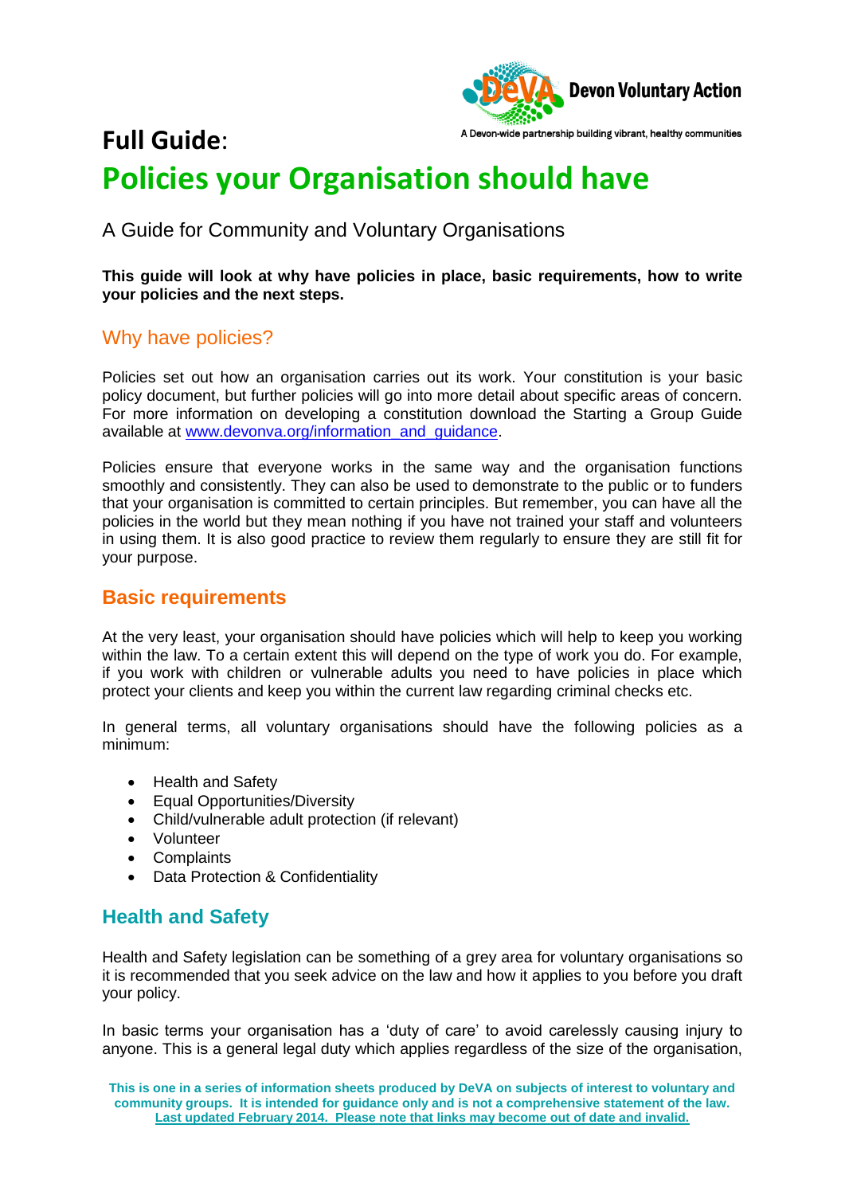Devon Voluntary Action

A Devon-wide partnership building vibrant, healthy communities

# Full Guide: Policies your Organisation should have

A Guide for Community and Voluntary Organisations

**This guide will look at why have policies in place, basic requirements, how to write your policies and the next steps.**

## Why have policies?

Policies set out how an organisation carries out its work. Your constitution is your basic policy document, but further policies will go into more detail about specific areas of concern. For more information on developing a constitution download the Starting a Group Guide available at www.devonva.org/information_and_guidance.

Policies ensure that everyone works in the same way and the organisation functions smoothly and consistently. They can also be used to demonstrate to the public or to funders that your organisation is committed to certain principles. But remember, you can have all the policies in the world but they mean nothing if you have not trained your staff and volunteers in using them. It is also good practice to review them regularly to ensure they are still fit for your purpose.

## Basic requirements

At the very least, your organisation should have policies which will help to keep you working within the law. To a certain extent this will depend on the type of work you do. For example, if you work with children or vulnerable adults you need to have policies in place which protect your clients and keep you within the current law regarding criminal checks etc.

In general terms, all voluntary organisations should have the following policies as a minimum:

- Health and Safety
- Equal Opportunities/Diversity
- Child/vulnerable adult protection (if relevant)
- Volunteer
- Complaints
- Data Protection & Confidentiality

## Health and Safety

Health and Safety legislation can be something of a grey area for voluntary organisations so it is recommended that you seek advice on the law and how it applies to you before you draft your policy.

In basic terms your organisation has a 'duty of care' to avoid carelessly causing injury to anyone. This is a general legal duty which applies regardless of the size of the organisation,

**This is one in a series of information sheets produced by DeVA on subjects of interest to voluntary and community groups. It is intended for guidance only and is not a comprehensive statement of the law. Last updated February 2014. Please note that links may become out of date and invalid.**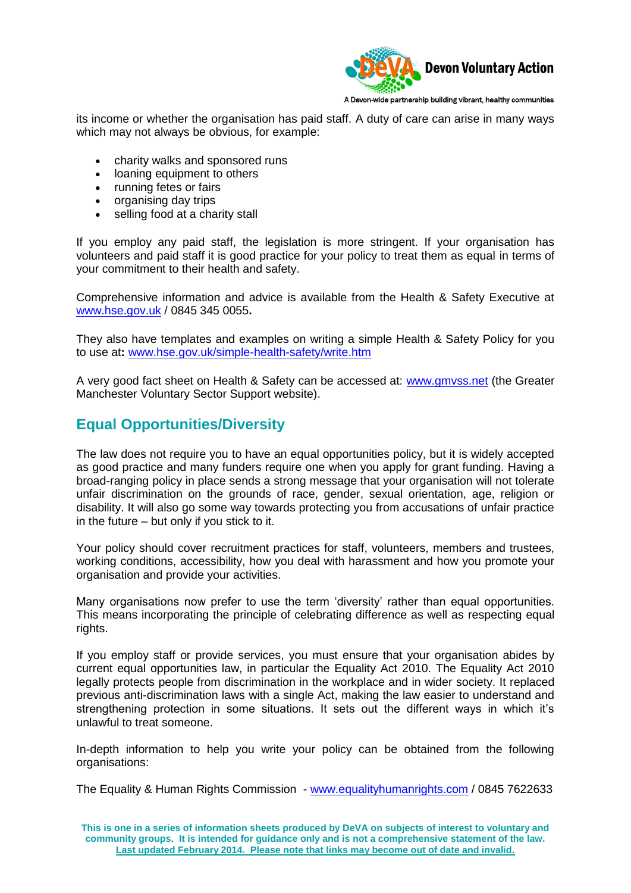its income or whether the organisation has paid staff. A duty of care can arise in many ways which may not always be obvious, for example:

- charity walks and sponsored runs
- loaning equipment to others
- running fetes or fairs
- organising day trips
- selling food at a charity stall

If you employ any paid staff, the legislation is more stringent. If your organisation has volunteers and paid staff it is good practice for your policy to treat them as equal in terms of your commitment to their health and safety.

Comprehensive information and advice is available from the Health & Safety Executive at [www.hse.gov.uk](http://www.hse.gov.uk) / 0845 345 0055**.**

They also have templates and examples on writing a simple Health & Safety Policy for you to use at**:** [www.hse.gov.uk/simple-health-safety/write.htm](http://www.hse.gov.uk/simple-health-safety/write.htm)

A very good fact sheet on Health & Safety can be accessed at: [www.gmvss.net](http://www.gmvss.net) (the Greater Manchester Voluntary Sector Support website).

## Equal Opportunities/Diversity

The law does not require you to have an equal opportunities policy, but it is widely accepted as good practice and many funders require one when you apply for grant funding. Having a broad-ranging policy in place sends a strong message that your organisation will not tolerate unfair discrimination on the grounds of race, gender, sexual orientation, age, religion or disability. It will also go some way towards protecting you from accusations of unfair practice in the future – but only if you stick to it.

Your policy should cover recruitment practices for staff, volunteers, members and trustees, working conditions, accessibility, how you deal with harassment and how you promote your organisation and provide your activities.

Many organisations now prefer to use the term 'diversity' rather than equal opportunities. This means incorporating the principle of celebrating difference as well as respecting equal rights.

If you employ staff or provide services, you must ensure that your organisation abides by current equal opportunities law, in particular the Equality Act 2010. The Equality Act 2010 legally protects people from discrimination in the workplace and in wider society. It replaced previous anti-discrimination laws with a single Act, making the law easier to understand and strengthening protection in some situations. It sets out the different ways in which it's unlawful to treat someone.

In-depth information to help you write your policy can be obtained from the following organisations:

The Equality & Human Rights Commission - [www.equalityhumanrights.com](http://www.equalityhumanrights.com) / 0845 7622633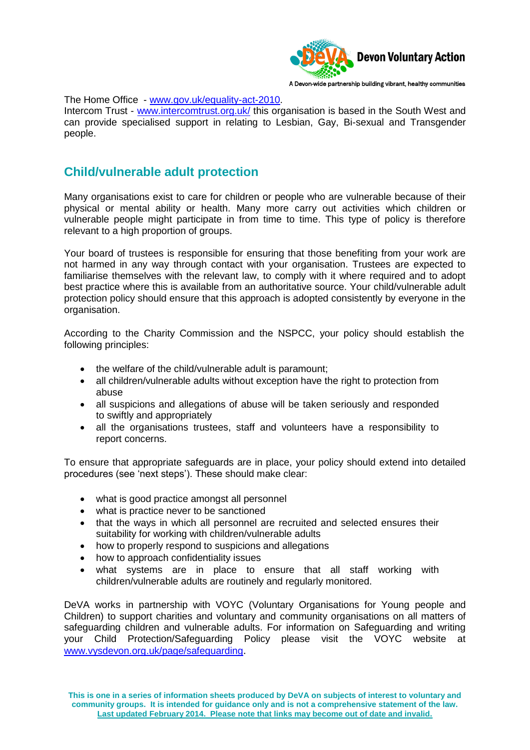The Home Office - [www.gov.uk/equality-act-2010](http://www.gov.uk/equality-act-2010).
Intercom Trust - [www.intercomtrust.org.uk/](http://www.intercomtrust.org.uk/) this organisation is based in the South West and can provide specialised support in relating to Lesbian, Gay, Bi-sexual and Transgender people.

## Child/vulnerable adult protection

Many organisations exist to care for children or people who are vulnerable because of their physical or mental ability or health. Many more carry out activities which children or vulnerable people might participate in from time to time. This type of policy is therefore relevant to a high proportion of groups.

Your board of trustees is responsible for ensuring that those benefiting from your work are not harmed in any way through contact with your organisation. Trustees are expected to familiarise themselves with the relevant law, to comply with it where required and to adopt best practice where this is available from an authoritative source. Your child/vulnerable adult protection policy should ensure that this approach is adopted consistently by everyone in the organisation.

According to the Charity Commission and the NSPCC, your policy should establish the following principles:

- the welfare of the child/vulnerable adult is paramount;
- all children/vulnerable adults without exception have the right to protection from abuse
- all suspicions and allegations of abuse will be taken seriously and responded to swiftly and appropriately
- all the organisations trustees, staff and volunteers have a responsibility to report concerns.

To ensure that appropriate safeguards are in place, your policy should extend into detailed procedures (see 'next steps'). These should make clear:

- what is good practice amongst all personnel
- what is practice never to be sanctioned
- that the ways in which all personnel are recruited and selected ensures their suitability for working with children/vulnerable adults
- how to properly respond to suspicions and allegations
- how to approach confidentiality issues
- what systems are in place to ensure that all staff working with children/vulnerable adults are routinely and regularly monitored.

DeVA works in partnership with VOYC (Voluntary Organisations for Young people and Children) to support charities and voluntary and community organisations on all matters of safeguarding children and vulnerable adults. For information on Safeguarding and writing your Child Protection/Safeguarding Policy please visit the VOYC website at [www.vysdevon.org.uk/page/safeguarding](http://www.vysdevon.org.uk/page/safeguarding).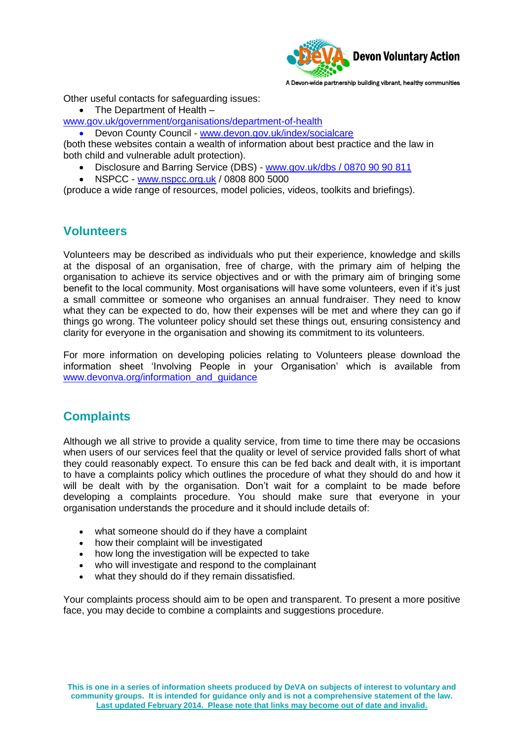Other useful contacts for safeguarding issues:

- The Department of Health – www.gov.uk/government/organisations/department-of-health
- Devon County Council - www.devon.gov.uk/index/socialcare

(both these websites contain a wealth of information about best practice and the law in both child and vulnerable adult protection).

- Disclosure and Barring Service (DBS) - www.gov.uk/dbs / 0870 90 90 811
- NSPCC - www.nspcc.org.uk / 0808 800 5000

(produce a wide range of resources, model policies, videos, toolkits and briefings).

## Volunteers

Volunteers may be described as individuals who put their experience, knowledge and skills at the disposal of an organisation, free of charge, with the primary aim of helping the organisation to achieve its service objectives and or with the primary aim of bringing some benefit to the local community. Most organisations will have some volunteers, even if it's just a small committee or someone who organises an annual fundraiser. They need to know what they can be expected to do, how their expenses will be met and where they can go if things go wrong. The volunteer policy should set these things out, ensuring consistency and clarity for everyone in the organisation and showing its commitment to its volunteers.

For more information on developing policies relating to Volunteers please download the information sheet 'Involving People in your Organisation' which is available from www.devonva.org/information_and_guidance

## Complaints

Although we all strive to provide a quality service, from time to time there may be occasions when users of our services feel that the quality or level of service provided falls short of what they could reasonably expect. To ensure this can be fed back and dealt with, it is important to have a complaints policy which outlines the procedure of what they should do and how it will be dealt with by the organisation. Don't wait for a complaint to be made before developing a complaints procedure. You should make sure that everyone in your organisation understands the procedure and it should include details of:

- what someone should do if they have a complaint
- how their complaint will be investigated
- how long the investigation will be expected to take
- who will investigate and respond to the complainant
- what they should do if they remain dissatisfied.

Your complaints process should aim to be open and transparent. To present a more positive face, you may decide to combine a complaints and suggestions procedure.

**This is one in a series of information sheets produced by DeVA on subjects of interest to voluntary and community groups. It is intended for guidance only and is not a comprehensive statement of the law. Last updated February 2014. Please note that links may become out of date and invalid.**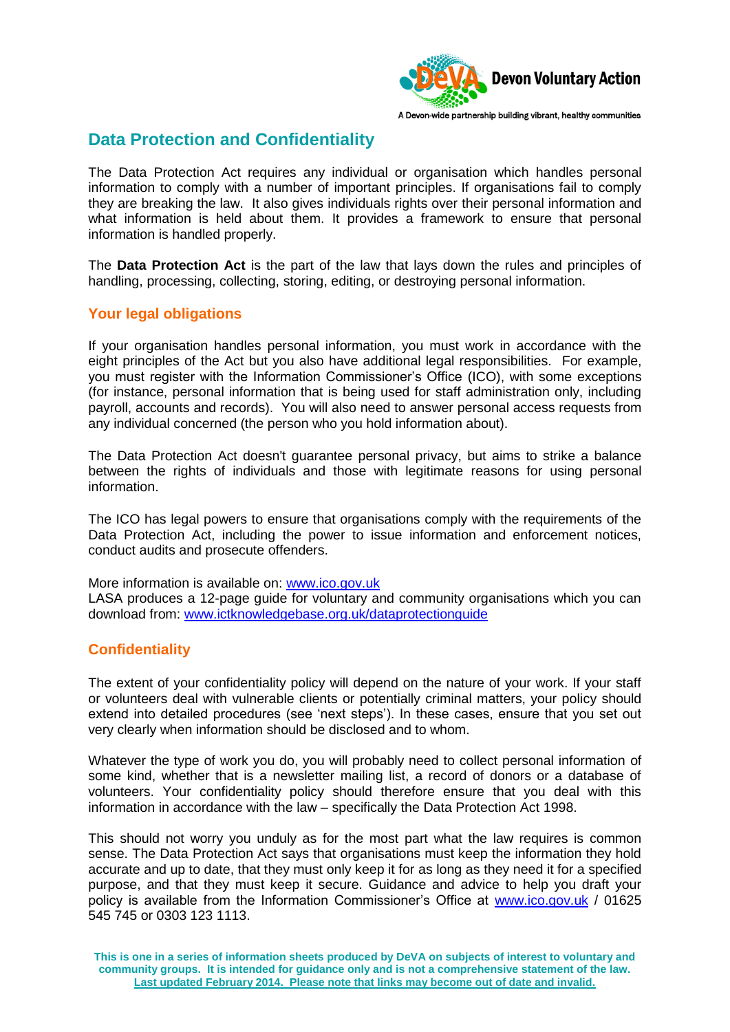# Data Protection and Confidentiality

The Data Protection Act requires any individual or organisation which handles personal information to comply with a number of important principles. If organisations fail to comply they are breaking the law. It also gives individuals rights over their personal information and what information is held about them. It provides a framework to ensure that personal information is handled properly.

The **Data Protection Act** is the part of the law that lays down the rules and principles of handling, processing, collecting, storing, editing, or destroying personal information.

## Your legal obligations

If your organisation handles personal information, you must work in accordance with the eight principles of the Act but you also have additional legal responsibilities. For example, you must register with the Information Commissioner's Office (ICO), with some exceptions (for instance, personal information that is being used for staff administration only, including payroll, accounts and records). You will also need to answer personal access requests from any individual concerned (the person who you hold information about).

The Data Protection Act doesn't guarantee personal privacy, but aims to strike a balance between the rights of individuals and those with legitimate reasons for using personal information.

The ICO has legal powers to ensure that organisations comply with the requirements of the Data Protection Act, including the power to issue information and enforcement notices, conduct audits and prosecute offenders.

More information is available on: [www.ico.gov.uk](http://www.ico.gov.uk)
LASA produces a 12-page guide for voluntary and community organisations which you can download from: [www.ictknowledgebase.org.uk/dataprotectionguide](http://www.ictknowledgebase.org.uk/dataprotectionguide)

## Confidentiality

The extent of your confidentiality policy will depend on the nature of your work. If your staff or volunteers deal with vulnerable clients or potentially criminal matters, your policy should extend into detailed procedures (see 'next steps'). In these cases, ensure that you set out very clearly when information should be disclosed and to whom.

Whatever the type of work you do, you will probably need to collect personal information of some kind, whether that is a newsletter mailing list, a record of donors or a database of volunteers. Your confidentiality policy should therefore ensure that you deal with this information in accordance with the law – specifically the Data Protection Act 1998.

This should not worry you unduly as for the most part what the law requires is common sense. The Data Protection Act says that organisations must keep the information they hold accurate and up to date, that they must only keep it for as long as they need it for a specified purpose, and that they must keep it secure. Guidance and advice to help you draft your policy is available from the Information Commissioner's Office at [www.ico.gov.uk](http://www.ico.gov.uk) / 01625 545 745 or 0303 123 1113.

**This is one in a series of information sheets produced by DeVA on subjects of interest to voluntary and community groups. It is intended for guidance only and is not a comprehensive statement of the law. Last updated February 2014. Please note that links may become out of date and invalid.**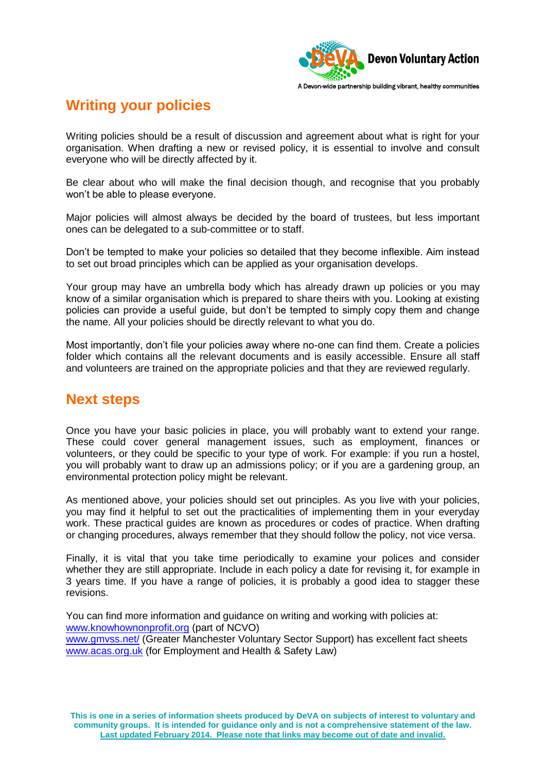## Writing your policies

Writing policies should be a result of discussion and agreement about what is right for your organisation. When drafting a new or revised policy, it is essential to involve and consult everyone who will be directly affected by it.

Be clear about who will make the final decision though, and recognise that you probably won't be able to please everyone.

Major policies will almost always be decided by the board of trustees, but less important ones can be delegated to a sub-committee or to staff.

Don't be tempted to make your policies so detailed that they become inflexible. Aim instead to set out broad principles which can be applied as your organisation develops.

Your group may have an umbrella body which has already drawn up policies or you may know of a similar organisation which is prepared to share theirs with you. Looking at existing policies can provide a useful guide, but don't be tempted to simply copy them and change the name. All your policies should be directly relevant to what you do.

Most importantly, don't file your policies away where no-one can find them. Create a policies folder which contains all the relevant documents and is easily accessible. Ensure all staff and volunteers are trained on the appropriate policies and that they are reviewed regularly.

## Next steps

Once you have your basic policies in place, you will probably want to extend your range. These could cover general management issues, such as employment, finances or volunteers, or they could be specific to your type of work. For example: if you run a hostel, you will probably want to draw up an admissions policy; or if you are a gardening group, an environmental protection policy might be relevant.

As mentioned above, your policies should set out principles. As you live with your policies, you may find it helpful to set out the practicalities of implementing them in your everyday work. These practical guides are known as procedures or codes of practice. When drafting or changing procedures, always remember that they should follow the policy, not vice versa.

Finally, it is vital that you take time periodically to examine your polices and consider whether they are still appropriate. Include in each policy a date for revising it, for example in 3 years time. If you have a range of policies, it is probably a good idea to stagger these revisions.

You can find more information and guidance on writing and working with policies at:
[www.knowhownonprofit.org](www.knowhownonprofit.org) (part of NCVO)
[www.gmvss.net/](www.gmvss.net/) (Greater Manchester Voluntary Sector Support) has excellent fact sheets
[www.acas.org.uk](www.acas.org.uk) (for Employment and Health & Safety Law)

**This is one in a series of information sheets produced by DeVA on subjects of interest to voluntary and community groups. It is intended for guidance only and is not a comprehensive statement of the law. Last updated February 2014. Please note that links may become out of date and invalid.**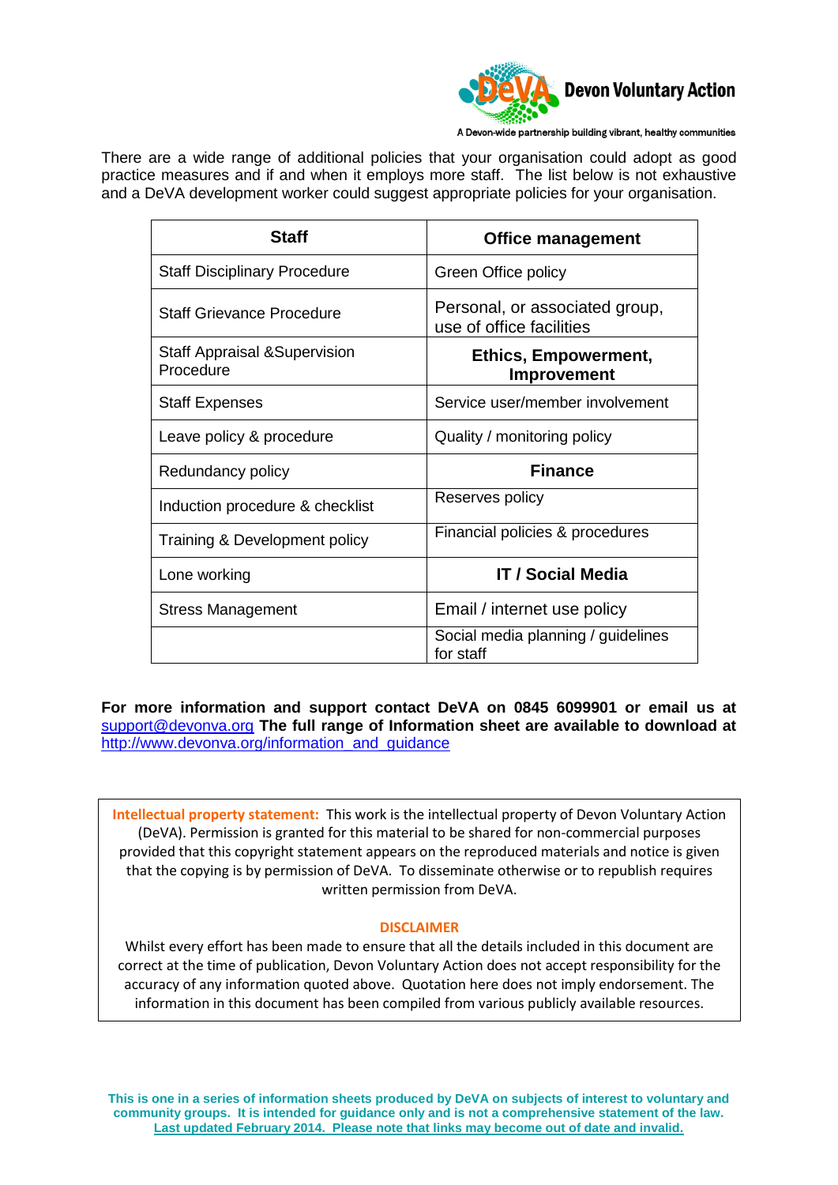There are a wide range of additional policies that your organisation could adopt as good practice measures and if and when it employs more staff. The list below is not exhaustive and a DeVA development worker could suggest appropriate policies for your organisation.

| **Staff** | **Office management** |
|---|---|
| Staff Disciplinary Procedure | Green Office policy |
| Staff Grievance Procedure | Personal, or associated group, use of office facilities |
| Staff Appraisal &Supervision Procedure | **Ethics, Empowerment, Improvement** |
| Staff Expenses | Service user/member involvement |
| Leave policy & procedure | Quality / monitoring policy |
| Redundancy policy | **Finance** |
| Induction procedure & checklist | Reserves policy |
| Training & Development policy | Financial policies & procedures |
| Lone working | **IT / Social Media** |
| Stress Management | Email / internet use policy |
| | Social media planning / guidelines for staff |

**For more information and support contact DeVA on 0845 6099901 or email us at** support@devonva.org **The full range of Information sheet are available to download at** http://www.devonva.org/information_and_guidance

**Intellectual property statement:** This work is the intellectual property of Devon Voluntary Action (DeVA). Permission is granted for this material to be shared for non-commercial purposes provided that this copyright statement appears on the reproduced materials and notice is given that the copying is by permission of DeVA. To disseminate otherwise or to republish requires written permission from DeVA.

**DISCLAIMER**

Whilst every effort has been made to ensure that all the details included in this document are correct at the time of publication, Devon Voluntary Action does not accept responsibility for the accuracy of any information quoted above. Quotation here does not imply endorsement. The information in this document has been compiled from various publicly available resources.

**This is one in a series of information sheets produced by DeVA on subjects of interest to voluntary and community groups. It is intended for guidance only and is not a comprehensive statement of the law. Last updated February 2014. Please note that links may become out of date and invalid.**